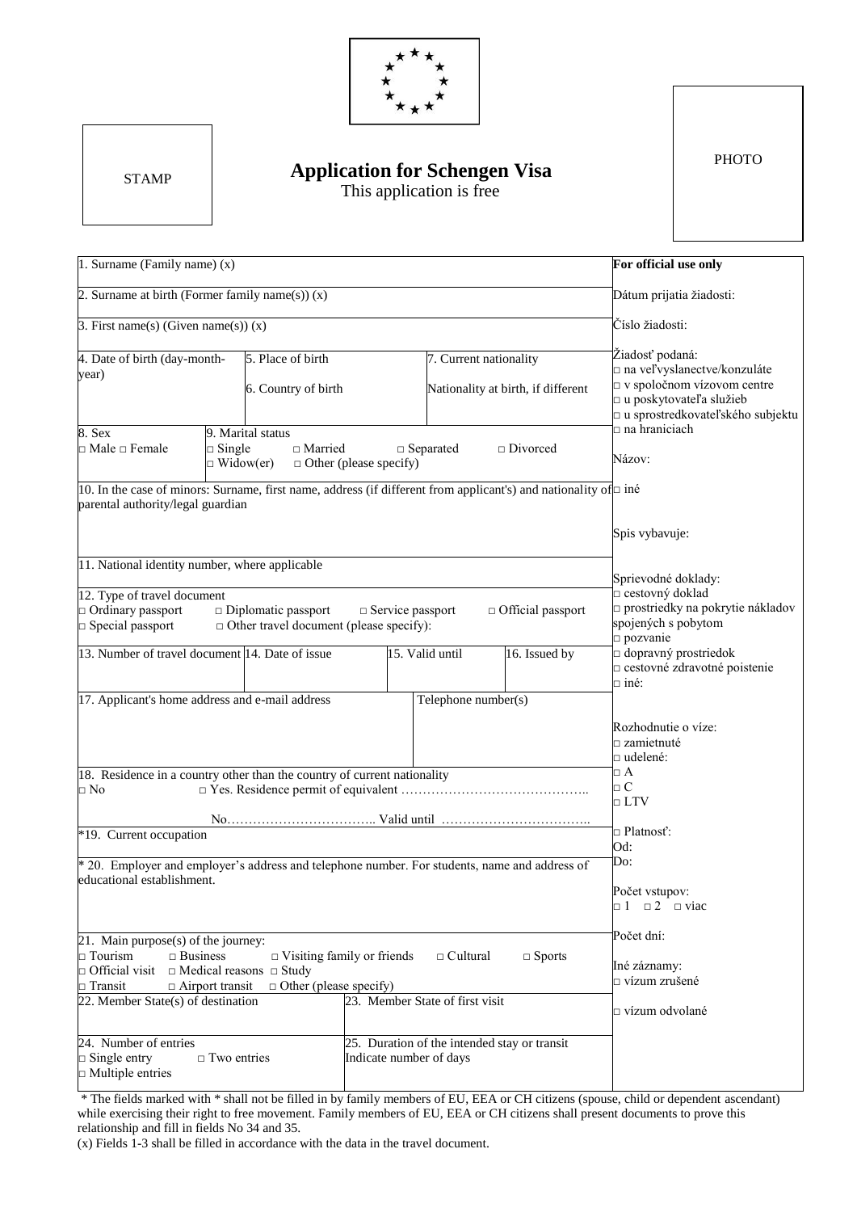STAMP

# Application for Schengen Visa

This application is free

PHOTO

| | For official use only |
|---|---|
| 1. Surname (Family name) (x) | Dátum prijatia žiadosti: |
| 2. Surname at birth (Former family name(s)) (x) | Číslo žiadosti: |
| 3. First name(s) (Given name(s)) (x) | Žiadosť podaná:<br>□ na veľvyslanectve/konzuláte<br>□ v spoločnom vízovom centre<br>□ u poskytovateľa služieb<br>□ u sprostredkovateľského subjektu<br>□ na hraniciach<br>Názov:<br>□ iné |
| 4. Date of birth (day-month-year) \| 5. Place of birth \| 6. Country of birth \| 7. Current nationality \| Nationality at birth, if different | |
| 8. Sex □ Male □ Female \| 9. Marital status □ Single □ Married □ Separated □ Divorced □ Widow(er) □ Other (please specify) | |
| 10. In the case of minors: Surname, first name, address (if different from applicant's) and nationality of parental authority/legal guardian | Spis vybavuje: |
| 11. National identity number, where applicable | Sprievodné doklady:<br>□ cestovný doklad<br>□ prostriedky na pokrytie nákladov spojených s pobytom<br>□ pozvanie<br>□ dopravný prostriedok<br>□ cestovné zdravotné poistenie<br>□ iné: |
| 12. Type of travel document<br>□ Ordinary passport □ Diplomatic passport □ Service passport □ Official passport<br>□ Special passport □ Other travel document (please specify): | |
| 13. Number of travel document \| 14. Date of issue \| 15. Valid until \| 16. Issued by | |
| 17. Applicant's home address and e-mail address \| Telephone number(s) | Rozhodnutie o víze:<br>□ zamietnuté<br>□ udelené:<br>□ A<br>□ C<br>□ LTV |
| 18. Residence in a country other than the country of current nationality<br>□ No □ Yes. Residence permit of equivalent ……………………………………..<br>No…………………………….. Valid until …………………………….. | |
| *19. Current occupation | □ Platnosť:<br>Od:<br>Do: |
| * 20. Employer and employer's address and telephone number. For students, name and address of educational establishment. | Počet vstupov:<br>□ 1 □ 2 □ viac |
| 21. Main purpose(s) of the journey:<br>□ Tourism □ Business □ Visiting family or friends □ Cultural □ Sports<br>□ Official visit □ Medical reasons □ Study<br>□ Transit □ Airport transit □ Other (please specify) | Počet dní:<br>Iné záznamy:<br>□ vízum zrušené |
| 22. Member State(s) of destination \| 23. Member State of first visit | □ vízum odvolané |
| 24. Number of entries □ Single entry □ Two entries □ Multiple entries \| 25. Duration of the intended stay or transit Indicate number of days | |

* The fields marked with * shall not be filled in by family members of EU, EEA or CH citizens (spouse, child or dependent ascendant) while exercising their right to free movement. Family members of EU, EEA or CH citizens shall present documents to prove this relationship and fill in fields No 34 and 35.

(x) Fields 1-3 shall be filled in accordance with the data in the travel document.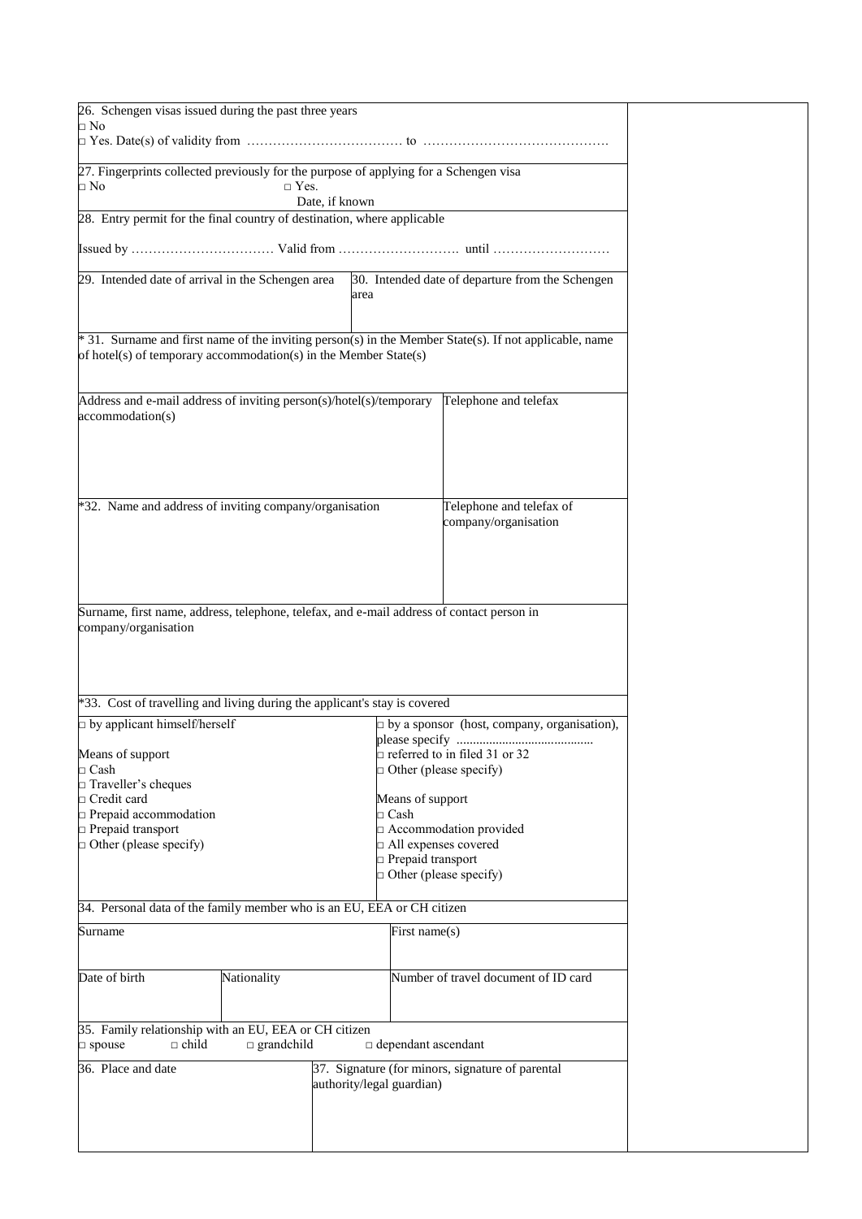26. Schengen visas issued during the past three years

□ No

□ Yes. Date(s) of validity from ……………………………… to ……………………………………

27. Fingerprints collected previously for the purpose of applying for a Schengen visa

□ No □ Yes.

Date, if known

28. Entry permit for the final country of destination, where applicable

Issued by …………………………… Valid from ……………………… until ………………………

| 29. Intended date of arrival in the Schengen area | 30. Intended date of departure from the Schengen area |
|---|---|
| | |

* 31. Surname and first name of the inviting person(s) in the Member State(s). If not applicable, name of hotel(s) of temporary accommodation(s) in the Member State(s)

| Address and e-mail address of inviting person(s)/hotel(s)/temporary accommodation(s) | Telephone and telefax |
|---|---|
| | |

| *32. Name and address of inviting company/organisation | Telephone and telefax of company/organisation |
|---|---|
| | |

Surname, first name, address, telephone, telefax, and e-mail address of contact person in company/organisation

*33. Cost of travelling and living during the applicant's stay is covered

| □ by applicant himself/herself | □ by a sponsor (host, company, organisation), please specify ......................................... |
|---|---|
| | □ referred to in filed 31 or 32 |
| | □ Other (please specify) |
| Means of support | Means of support |
| □ Cash | □ Cash |
| □ Traveller's cheques | □ Accommodation provided |
| □ Credit card | □ All expenses covered |
| □ Prepaid accommodation | □ Prepaid transport |
| □ Prepaid transport | □ Other (please specify) |
| □ Other (please specify) | |

34. Personal data of the family member who is an EU, EEA or CH citizen

| Surname | | First name(s) |
|---|---|---|
| Date of birth | Nationality | Number of travel document of ID card |

35. Family relationship with an EU, EEA or CH citizen

□ spouse □ child □ grandchild □ dependant ascendant

| 36. Place and date | 37. Signature (for minors, signature of parental authority/legal guardian) |
|---|---|
| | |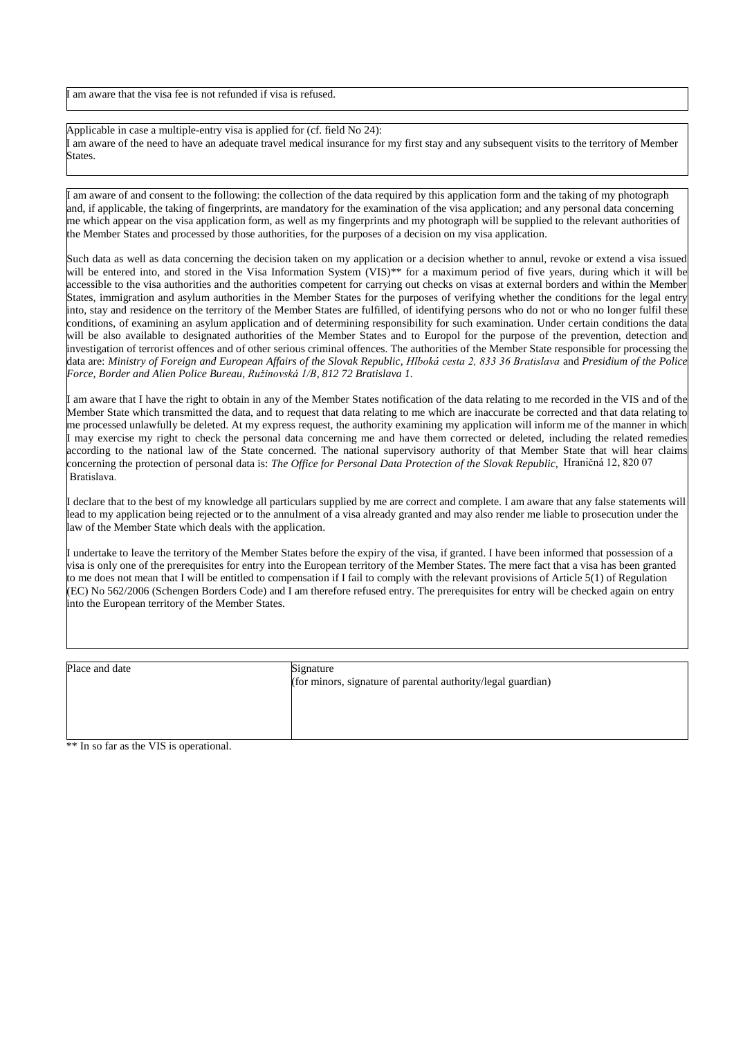I am aware that the visa fee is not refunded if visa is refused.

Applicable in case a multiple-entry visa is applied for (cf. field No 24):
I am aware of the need to have an adequate travel medical insurance for my first stay and any subsequent visits to the territory of Member States.

I am aware of and consent to the following: the collection of the data required by this application form and the taking of my photograph and, if applicable, the taking of fingerprints, are mandatory for the examination of the visa application; and any personal data concerning me which appear on the visa application form, as well as my fingerprints and my photograph will be supplied to the relevant authorities of the Member States and processed by those authorities, for the purposes of a decision on my visa application.

Such data as well as data concerning the decision taken on my application or a decision whether to annul, revoke or extend a visa issued will be entered into, and stored in the Visa Information System (VIS)** for a maximum period of five years, during which it will be accessible to the visa authorities and the authorities competent for carrying out checks on visas at external borders and within the Member States, immigration and asylum authorities in the Member States for the purposes of verifying whether the conditions for the legal entry into, stay and residence on the territory of the Member States are fulfilled, of identifying persons who do not or who no longer fulfil these conditions, of examining an asylum application and of determining responsibility for such examination. Under certain conditions the data will be also available to designated authorities of the Member States and to Europol for the purpose of the prevention, detection and investigation of terrorist offences and of other serious criminal offences. The authorities of the Member State responsible for processing the data are: *Ministry of Foreign and European Affairs of the Slovak Republic, Hlboká cesta 2, 833 36 Bratislava* and *Presidium of the Police Force, Border and Alien Police Bureau, Ružinovská 1/B, 812 72 Bratislava 1.*

I am aware that I have the right to obtain in any of the Member States notification of the data relating to me recorded in the VIS and of the Member State which transmitted the data, and to request that data relating to me which are inaccurate be corrected and that data relating to me processed unlawfully be deleted. At my express request, the authority examining my application will inform me of the manner in which I may exercise my right to check the personal data concerning me and have them corrected or deleted, including the related remedies according to the national law of the State concerned. The national supervisory authority of that Member State that will hear claims concerning the protection of personal data is: *The Office for Personal Data Protection of the Slovak Republic,* Hraničná 12, 820 07 Bratislava.

I declare that to the best of my knowledge all particulars supplied by me are correct and complete. I am aware that any false statements will lead to my application being rejected or to the annulment of a visa already granted and may also render me liable to prosecution under the law of the Member State which deals with the application.

I undertake to leave the territory of the Member States before the expiry of the visa, if granted. I have been informed that possession of a visa is only one of the prerequisites for entry into the European territory of the Member States. The mere fact that a visa has been granted to me does not mean that I will be entitled to compensation if I fail to comply with the relevant provisions of Article 5(1) of Regulation (EC) No 562/2006 (Schengen Borders Code) and I am therefore refused entry. The prerequisites for entry will be checked again on entry into the European territory of the Member States.

| Place and date | Signature (for minors, signature of parental authority/legal guardian) |
| --- | --- |
| | |

** In so far as the VIS is operational.